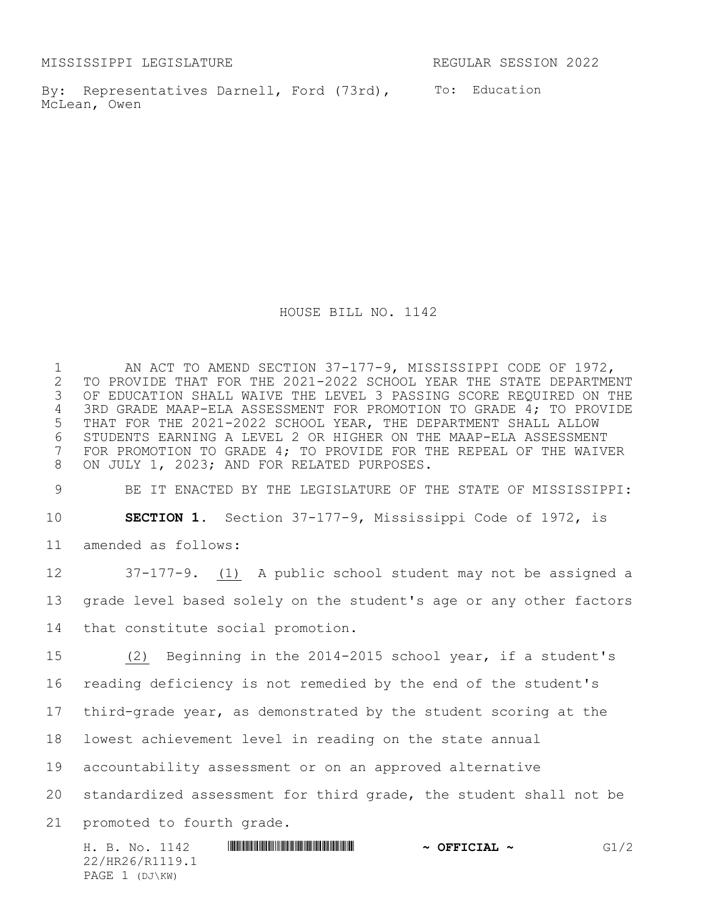MISSISSIPPI LEGISLATURE REGULAR SESSION 2022

By: Representatives Darnell, Ford (73rd), McLean, Owen

To: Education

# HOUSE BILL NO. 1142

AN ACT TO AMEND SECTION 37-177-9, MISSISSIPPI CODE OF 1972, TO PROVIDE THAT FOR THE 2021-2022 SCHOOL YEAR THE STATE DEPARTMENT OF EDUCATION SHALL WAIVE THE LEVEL 3 PASSING SCORE REQUIRED ON THE 3RD GRADE MAAP-ELA ASSESSMENT FOR PROMOTION TO GRADE 4; TO PROVIDE THAT FOR THE 2021-2022 SCHOOL YEAR, THE DEPARTMENT SHALL ALLOW STUDENTS EARNING A LEVEL 2 OR HIGHER ON THE MAAP-ELA ASSESSMENT FOR PROMOTION TO GRADE 4; TO PROVIDE FOR THE REPEAL OF THE WAIVER ON JULY 1, 2023; AND FOR RELATED PURPOSES.

BE IT ENACTED BY THE LEGISLATURE OF THE STATE OF MISSISSIPPI:

**SECTION 1.** Section 37-177-9, Mississippi Code of 1972, is amended as follows:

37-177-9. (1) A public school student may not be assigned a grade level based solely on the student's age or any other factors that constitute social promotion.

(2) Beginning in the 2014-2015 school year, if a student's reading deficiency is not remedied by the end of the student's third-grade year, as demonstrated by the student scoring at the lowest achievement level in reading on the state annual accountability assessment or on an approved alternative standardized assessment for third grade, the student shall not be promoted to fourth grade.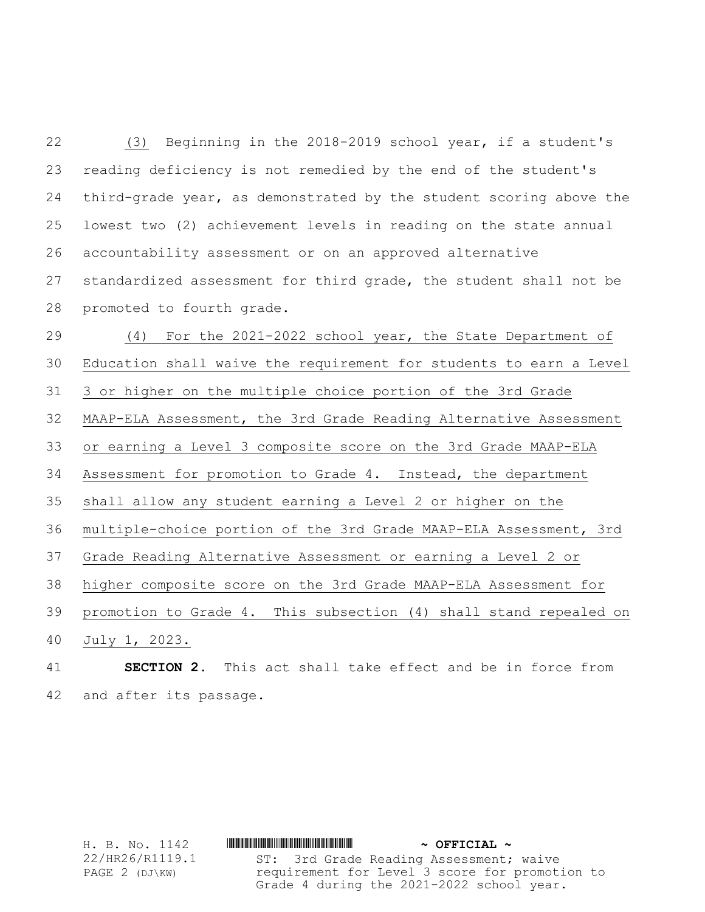(3) Beginning in the 2018-2019 school year, if a student's reading deficiency is not remedied by the end of the student's third-grade year, as demonstrated by the student scoring above the lowest two (2) achievement levels in reading on the state annual accountability assessment or on an approved alternative standardized assessment for third grade, the student shall not be promoted to fourth grade.

<u>(4) For the 2021-2022 school year, the State Department of Education shall waive the requirement for students to earn a Level 3 or higher on the multiple choice portion of the 3rd Grade MAAP-ELA Assessment, the 3rd Grade Reading Alternative Assessment or earning a Level 3 composite score on the 3rd Grade MAAP-ELA Assessment for promotion to Grade 4. Instead, the department shall allow any student earning a Level 2 or higher on the multiple-choice portion of the 3rd Grade MAAP-ELA Assessment, 3rd Grade Reading Alternative Assessment or earning a Level 2 or higher composite score on the 3rd Grade MAAP-ELA Assessment for promotion to Grade 4. This subsection (4) shall stand repealed on July 1, 2023.</u>

**SECTION 2.** This act shall take effect and be in force from and after its passage.

ST: 3rd Grade Reading Assessment; waive requirement for Level 3 score for promotion to Grade 4 during the 2021-2022 school year.